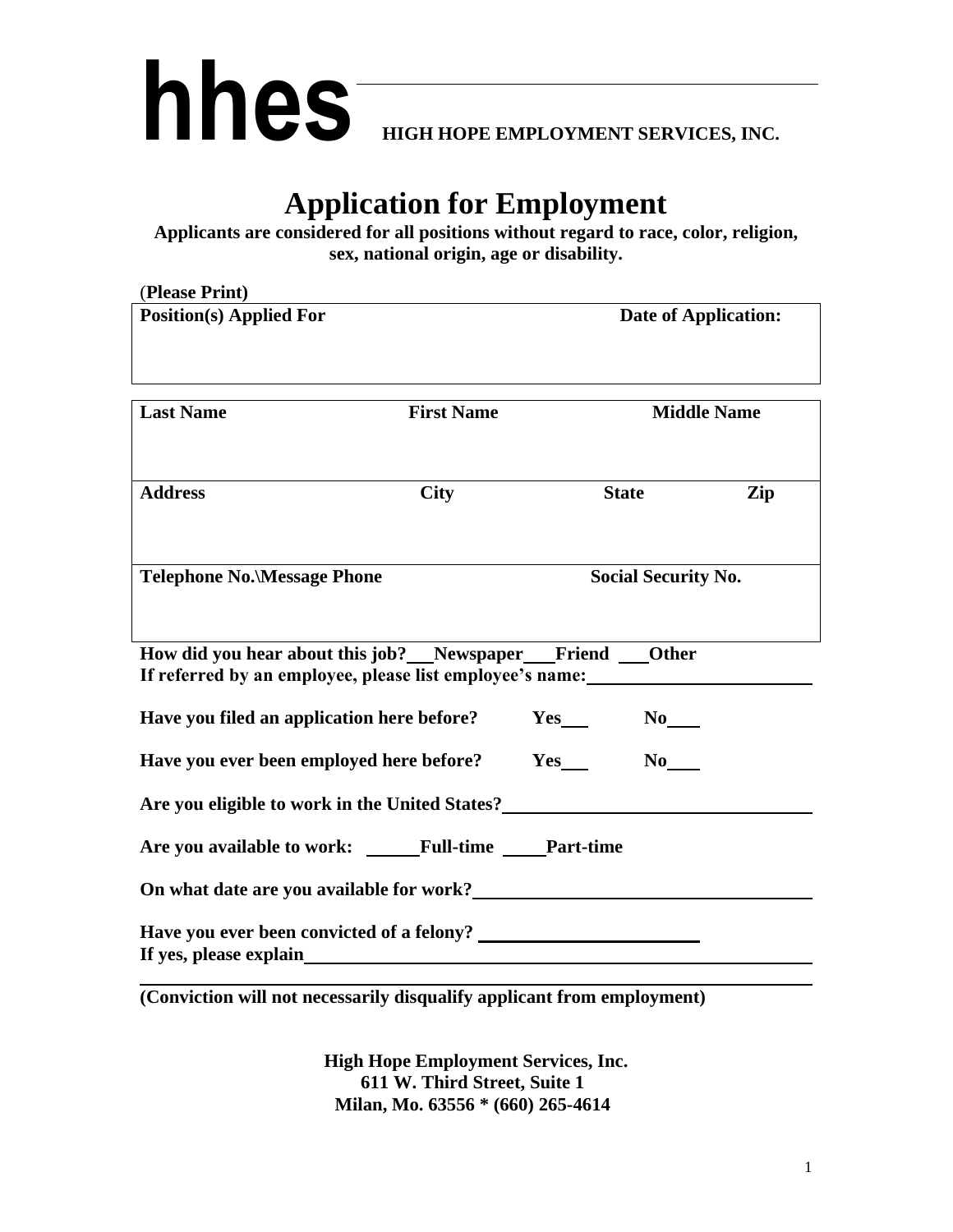# hhes

**HIGH HOPE EMPLOYMENT SERVICES, INC.**

# Application for Employment

**Applicants are considered for all positions without regard to race, color, religion, sex, national origin, age or disability.**

(**Please Print)**

| **Position(s) Applied For** | | **Date of Application:** | |
|---|---|---|---|
| | | | |

| **Last Name** | **First Name** | **Middle Name** | |
|---|---|---|---|
| | | | |
| **Address** | **City** | **State** | **Zip** |
| | | | |
| **Telephone No.\Message Phone** | | **Social Security No.** | |
| | | | |

**How did you hear about this job?\_\_\_Newspaper\_\_\_Friend \_\_\_Other**

**If referred by an employee, please list employee's name:\_\_\_\_\_\_\_\_\_\_\_\_\_\_\_\_\_\_\_\_\_\_\_\_**

**Have you filed an application here before? Yes\_\_\_ No\_\_\_\_**

**Have you ever been employed here before? Yes\_\_\_ No\_\_\_\_**

**Are you eligible to work in the United States?\_\_\_\_\_\_\_\_\_\_\_\_\_\_\_\_\_\_\_\_\_\_\_\_\_\_\_\_\_\_\_\_**

**Are you available to work: \_\_\_\_\_\_Full-time \_\_\_\_\_Part-time**

**On what date are you available for work?\_\_\_\_\_\_\_\_\_\_\_\_\_\_\_\_\_\_\_\_\_\_\_\_\_\_\_\_\_\_\_\_\_\_\_\_**

**Have you ever been convicted of a felony? \_\_\_\_\_\_\_\_\_\_\_\_\_\_\_\_\_\_\_\_\_\_\_\_\_\_**

**If yes, please explain\_\_\_\_\_\_\_\_\_\_\_\_\_\_\_\_\_\_\_\_\_\_\_\_\_\_\_\_\_\_\_\_\_\_\_\_\_\_\_\_\_\_\_\_\_\_\_\_\_\_\_\_\_\_\_\_\_\_**

**(Conviction will not necessarily disqualify applicant from employment)**

**High Hope Employment Services, Inc.**
**611 W. Third Street, Suite 1**
**Milan, Mo. 63556 * (660) 265-4614**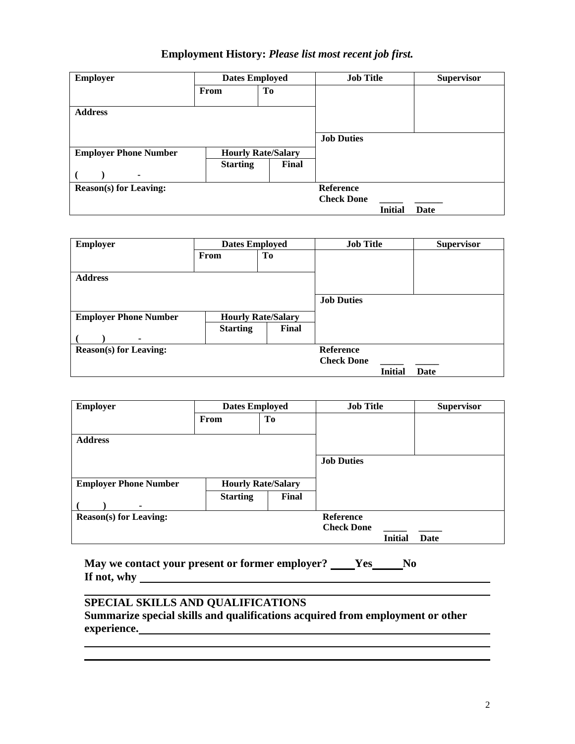## **Employment History:** *Please list most recent job first.*

| **Employer** | **Dates Employed** | | **Job Title** | **Supervisor** |
|---|---|---|---|---|
| | **From** | **To** | | |
| **Address** | | | | |
| | | | **Job Duties** | |
| **Employer Phone Number** | **Hourly Rate/Salary** | | | |
| ( ) - | **Starting** | **Final** | | |
| **Reason(s) for Leaving:** | | | **Reference Check Done** _____ _____ **Initial** **Date** | |

| **Employer** | **Dates Employed** | | **Job Title** | **Supervisor** |
|---|---|---|---|---|
| | **From** | **To** | | |
| **Address** | | | | |
| | | | **Job Duties** | |
| **Employer Phone Number** | **Hourly Rate/Salary** | | | |
| ( ) - | **Starting** | **Final** | | |
| **Reason(s) for Leaving:** | | | **Reference Check Done** _____ _____ **Initial** **Date** | |

| **Employer** | **Dates Employed** | | **Job Title** | **Supervisor** |
|---|---|---|---|---|
| | **From** | **To** | | |
| **Address** | | | | |
| | | | **Job Duties** | |
| **Employer Phone Number** | **Hourly Rate/Salary** | | | |
| ( ) - | **Starting** | **Final** | | |
| **Reason(s) for Leaving:** | | | **Reference Check Done** _____ _____ **Initial** **Date** | |

**May we contact your present or former employer? ____Yes_____No**
**If not, why** ________________________________________________

________________________________________________________________

**SPECIAL SKILLS AND QUALIFICATIONS**
**Summarize special skills and qualifications acquired from employment or other experience.**________________________________________________

________________________________________________________________

________________________________________________________________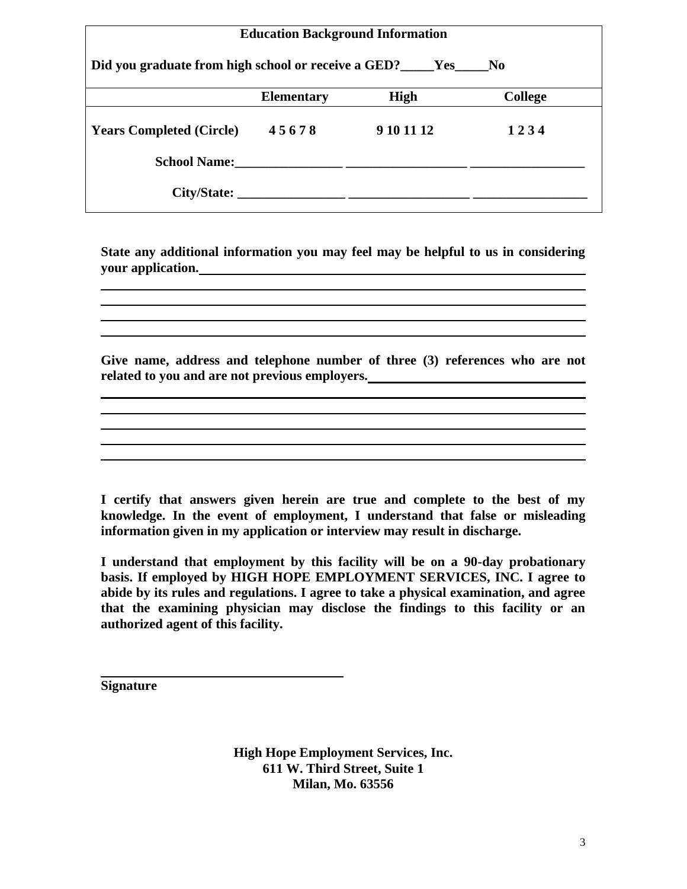**Education Background Information**

**Did you graduate from high school or receive a GED?_____Yes_____No**

| | **Elementary** | **High** | **College** |
|---|---|---|---|
| **Years Completed (Circle)** | **4 5 6 7 8** | **9 10 11 12** | **1 2 3 4** |
| **School Name:** | ________________ | __________________ | _________________ |
| **City/State:** | ________________ | __________________ | _________________ |

**State any additional information you may feel may be helpful to us in considering your application.**________________________________________________

______________________________________________________________________

______________________________________________________________________

______________________________________________________________________

______________________________________________________________________

**Give name, address and telephone number of three (3) references who are not related to you and are not previous employers.**________________________________

______________________________________________________________________

______________________________________________________________________

______________________________________________________________________

______________________________________________________________________

______________________________________________________________________

**I certify that answers given herein are true and complete to the best of my knowledge. In the event of employment, I understand that false or misleading information given in my application or interview may result in discharge.**

**I understand that employment by this facility will be on a 90-day probationary basis. If employed by HIGH HOPE EMPLOYMENT SERVICES, INC. I agree to abide by its rules and regulations. I agree to take a physical examination, and agree that the examining physician may disclose the findings to this facility or an authorized agent of this facility.**

______________________________

**Signature**

**High Hope Employment Services, Inc.**
**611 W. Third Street, Suite 1**
**Milan, Mo. 63556**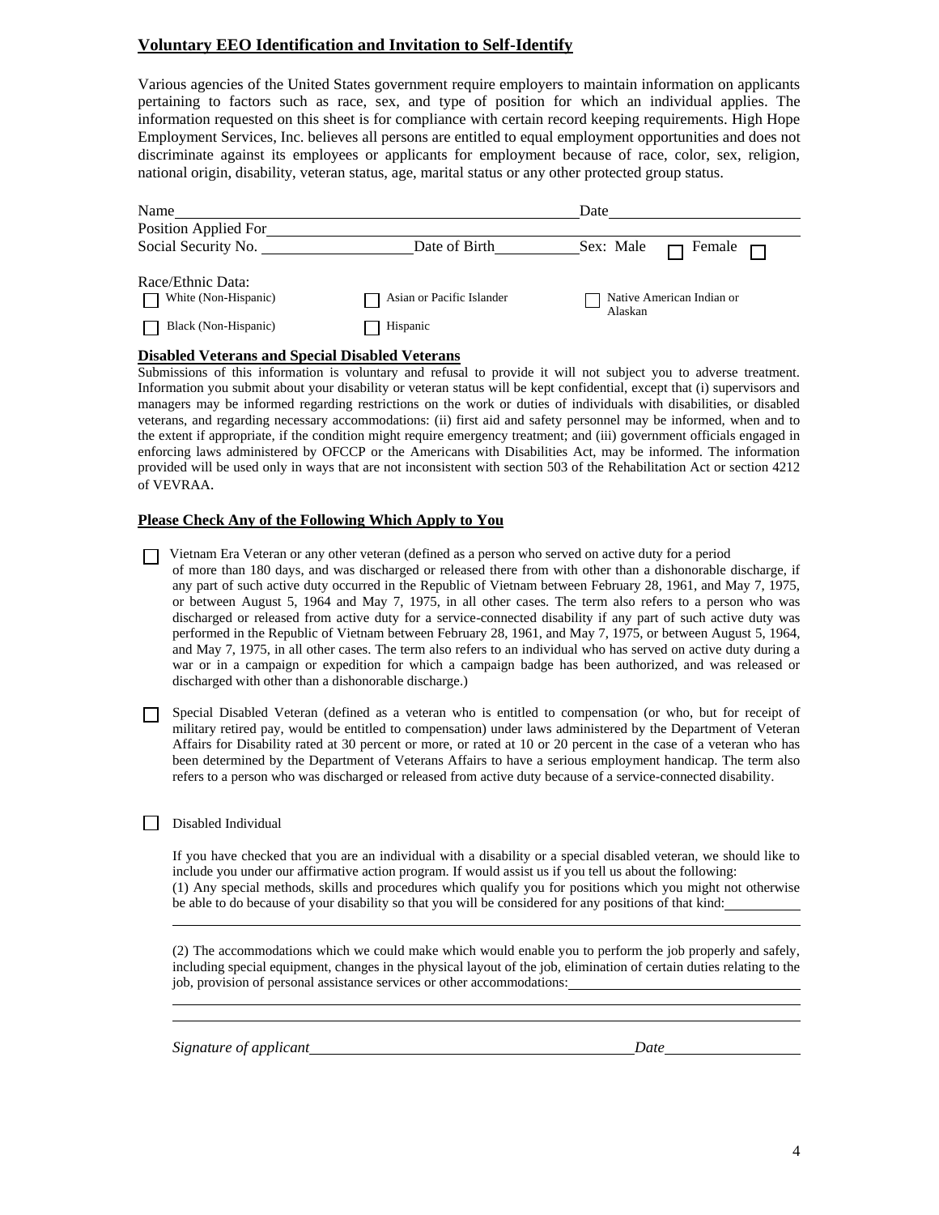## Voluntary EEO Identification and Invitation to Self-Identify

Various agencies of the United States government require employers to maintain information on applicants pertaining to factors such as race, sex, and type of position for which an individual applies. The information requested on this sheet is for compliance with certain record keeping requirements. High Hope Employment Services, Inc. believes all persons are entitled to equal employment opportunities and does not discriminate against its employees or applicants for employment because of race, color, sex, religion, national origin, disability, veteran status, age, marital status or any other protected group status.

Name\_\_\_\_\_\_\_\_\_\_\_\_\_\_\_\_\_\_\_\_\_\_\_\_\_\_\_\_\_\_\_\_\_\_\_\_\_\_\_\_ Date\_\_\_\_\_\_\_\_\_\_\_\_\_\_\_\_\_\_\_\_

Position Applied For\_\_\_\_\_\_\_\_\_\_\_\_\_\_\_\_\_\_\_\_\_\_\_\_\_\_\_\_\_\_\_\_\_\_\_\_\_\_\_\_\_\_\_\_\_\_\_\_\_\_\_\_\_

Social Security No. \_\_\_\_\_\_\_\_\_\_\_\_\_\_\_ Date of Birth\_\_\_\_\_\_\_\_\_ Sex: Male ☐ Female ☐

Race/Ethnic Data:

☐ White (Non-Hispanic) ☐ Asian or Pacific Islander ☐ Native American Indian or Alaskan

☐ Black (Non-Hispanic) ☐ Hispanic

### Disabled Veterans and Special Disabled Veterans

Submissions of this information is voluntary and refusal to provide it will not subject you to adverse treatment. Information you submit about your disability or veteran status will be kept confidential, except that (i) supervisors and managers may be informed regarding restrictions on the work or duties of individuals with disabilities, or disabled veterans, and regarding necessary accommodations: (ii) first aid and safety personnel may be informed, when and to the extent if appropriate, if the condition might require emergency treatment; and (iii) government officials engaged in enforcing laws administered by OFCCP or the Americans with Disabilities Act, may be informed. The information provided will be used only in ways that are not inconsistent with section 503 of the Rehabilitation Act or section 4212 of VEVRAA.

### Please Check Any of the Following Which Apply to You

☐ Vietnam Era Veteran or any other veteran (defined as a person who served on active duty for a period of more than 180 days, and was discharged or released there from with other than a dishonorable discharge, if any part of such active duty occurred in the Republic of Vietnam between February 28, 1961, and May 7, 1975, or between August 5, 1964 and May 7, 1975, in all other cases. The term also refers to a person who was discharged or released from active duty for a service-connected disability if any part of such active duty was performed in the Republic of Vietnam between February 28, 1961, and May 7, 1975, or between August 5, 1964, and May 7, 1975, in all other cases. The term also refers to an individual who has served on active duty during a war or in a campaign or expedition for which a campaign badge has been authorized, and was released or discharged with other than a dishonorable discharge.)

☐ Special Disabled Veteran (defined as a veteran who is entitled to compensation (or who, but for receipt of military retired pay, would be entitled to compensation) under laws administered by the Department of Veteran Affairs for Disability rated at 30 percent or more, or rated at 10 or 20 percent in the case of a veteran who has been determined by the Department of Veterans Affairs to have a serious employment handicap. The term also refers to a person who was discharged or released from active duty because of a service-connected disability.

☐ Disabled Individual

If you have checked that you are an individual with a disability or a special disabled veteran, we should like to include you under our affirmative action program. If would assist us if you tell us about the following:
(1) Any special methods, skills and procedures which qualify you for positions which you might not otherwise be able to do because of your disability so that you will be considered for any positions of that kind:\_\_\_\_\_\_\_\_

\_\_\_\_\_\_\_\_\_\_\_\_\_\_\_\_\_\_\_\_\_\_\_\_\_\_\_\_\_\_\_\_\_\_\_\_\_\_\_\_\_\_\_\_\_\_\_\_\_\_\_\_\_\_\_\_\_\_\_\_\_\_\_\_\_\_\_\_\_\_

(2) The accommodations which we could make which would enable you to perform the job properly and safely, including special equipment, changes in the physical layout of the job, elimination of certain duties relating to the job, provision of personal assistance services or other accommodations:\_\_\_\_\_\_\_\_\_\_\_\_\_\_\_\_\_\_\_\_

\_\_\_\_\_\_\_\_\_\_\_\_\_\_\_\_\_\_\_\_\_\_\_\_\_\_\_\_\_\_\_\_\_\_\_\_\_\_\_\_\_\_\_\_\_\_\_\_\_\_\_\_\_\_\_\_\_\_\_\_\_\_\_\_\_\_\_\_\_\_

\_\_\_\_\_\_\_\_\_\_\_\_\_\_\_\_\_\_\_\_\_\_\_\_\_\_\_\_\_\_\_\_\_\_\_\_\_\_\_\_\_\_\_\_\_\_\_\_\_\_\_\_\_\_\_\_\_\_\_\_\_\_\_\_\_\_\_\_\_\_

*Signature of applicant*\_\_\_\_\_\_\_\_\_\_\_\_\_\_\_\_\_\_\_\_\_\_\_\_\_\_\_\_\_\_\_\_\_\_ *Date*\_\_\_\_\_\_\_\_\_\_\_\_\_\_